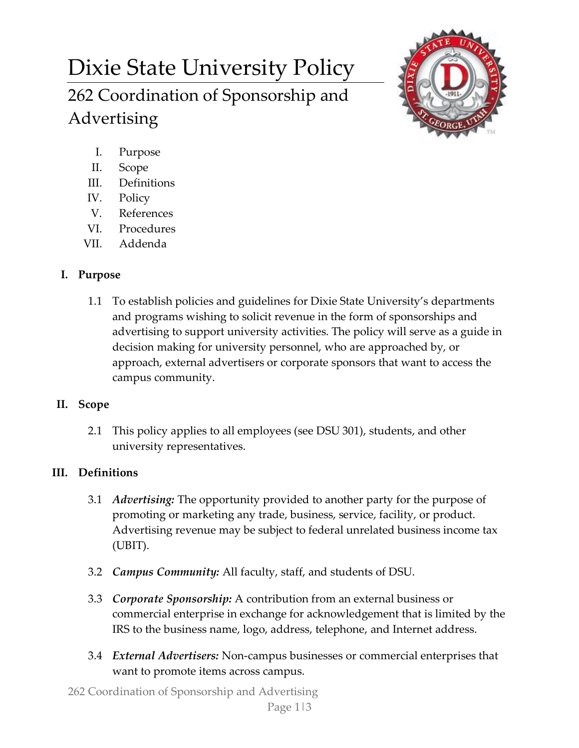# Dixie State University Policy

## 262 Coordination of Sponsorship and Advertising

I. Purpose
II. Scope
III. Definitions
IV. Policy
V. References
VI. Procedures
VII. Addenda

### I. Purpose

1.1 To establish policies and guidelines for Dixie State University's departments and programs wishing to solicit revenue in the form of sponsorships and advertising to support university activities. The policy will serve as a guide in decision making for university personnel, who are approached by, or approach, external advertisers or corporate sponsors that want to access the campus community.

### II. Scope

2.1 This policy applies to all employees (see DSU 301), students, and other university representatives.

### III. Definitions

3.1 ***Advertising:*** The opportunity provided to another party for the purpose of promoting or marketing any trade, business, service, facility, or product. Advertising revenue may be subject to federal unrelated business income tax (UBIT).

3.2 ***Campus Community:*** All faculty, staff, and students of DSU.

3.3 ***Corporate Sponsorship:*** A contribution from an external business or commercial enterprise in exchange for acknowledgement that is limited by the IRS to the business name, logo, address, telephone, and Internet address.

3.4 ***External Advertisers:*** Non-campus businesses or commercial enterprises that want to promote items across campus.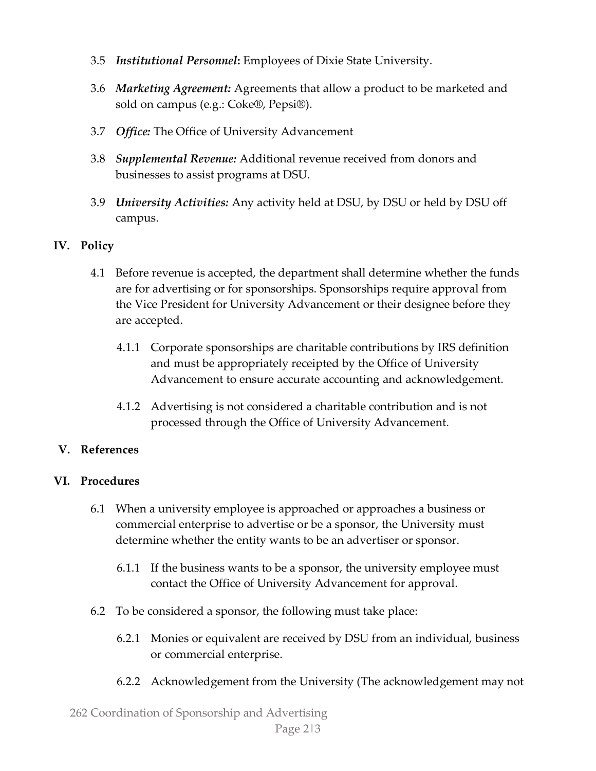3.5 ***Institutional Personnel*****:** Employees of Dixie State University.

3.6 ***Marketing Agreement:*** Agreements that allow a product to be marketed and sold on campus (e.g.: Coke®, Pepsi®).

3.7 ***Office:*** The Office of University Advancement

3.8 ***Supplemental Revenue:*** Additional revenue received from donors and businesses to assist programs at DSU.

3.9 ***University Activities:*** Any activity held at DSU, by DSU or held by DSU off campus.

## IV. Policy

4.1 Before revenue is accepted, the department shall determine whether the funds are for advertising or for sponsorships. Sponsorships require approval from the Vice President for University Advancement or their designee before they are accepted.

4.1.1 Corporate sponsorships are charitable contributions by IRS definition and must be appropriately receipted by the Office of University Advancement to ensure accurate accounting and acknowledgement.

4.1.2 Advertising is not considered a charitable contribution and is not processed through the Office of University Advancement.

## V. References

## VI. Procedures

6.1 When a university employee is approached or approaches a business or commercial enterprise to advertise or be a sponsor, the University must determine whether the entity wants to be an advertiser or sponsor.

6.1.1 If the business wants to be a sponsor, the university employee must contact the Office of University Advancement for approval.

6.2 To be considered a sponsor, the following must take place:

6.2.1 Monies or equivalent are received by DSU from an individual, business or commercial enterprise.

6.2.2 Acknowledgement from the University (The acknowledgement may not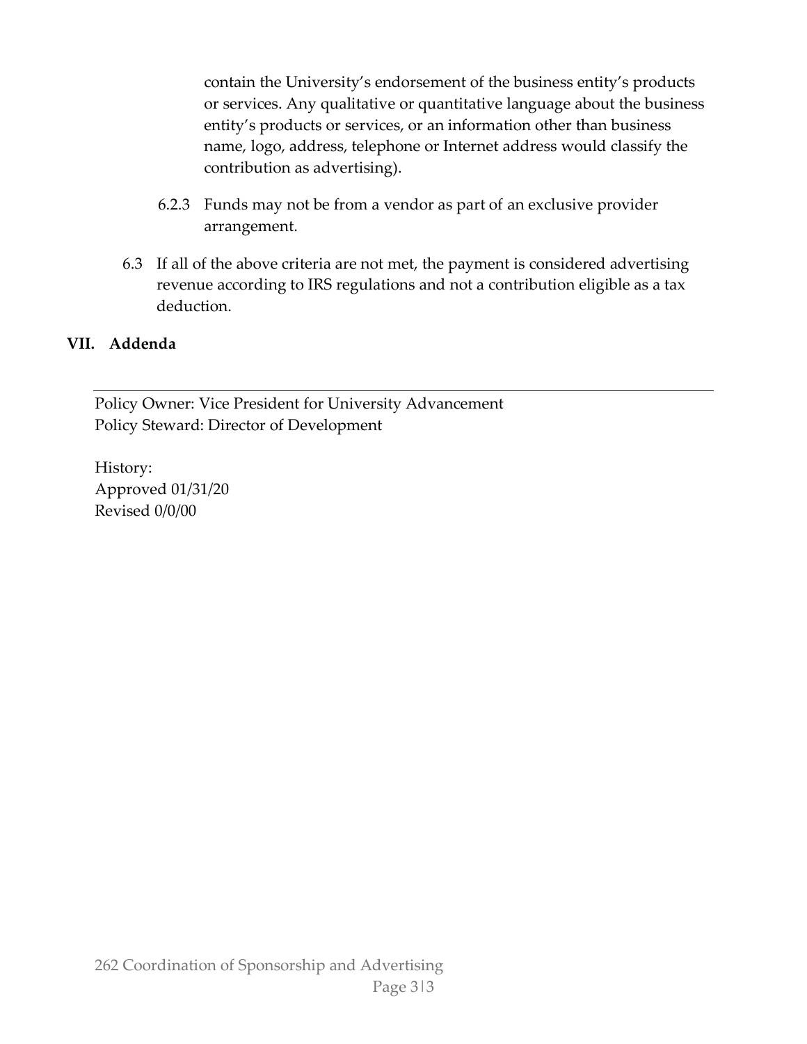contain the University's endorsement of the business entity's products or services. Any qualitative or quantitative language about the business entity's products or services, or an information other than business name, logo, address, telephone or Internet address would classify the contribution as advertising).

6.2.3 Funds may not be from a vendor as part of an exclusive provider arrangement.

6.3 If all of the above criteria are not met, the payment is considered advertising revenue according to IRS regulations and not a contribution eligible as a tax deduction.

## VII. Addenda

---

Policy Owner: Vice President for University Advancement
Policy Steward: Director of Development

History:
Approved 01/31/20
Revised 0/0/00